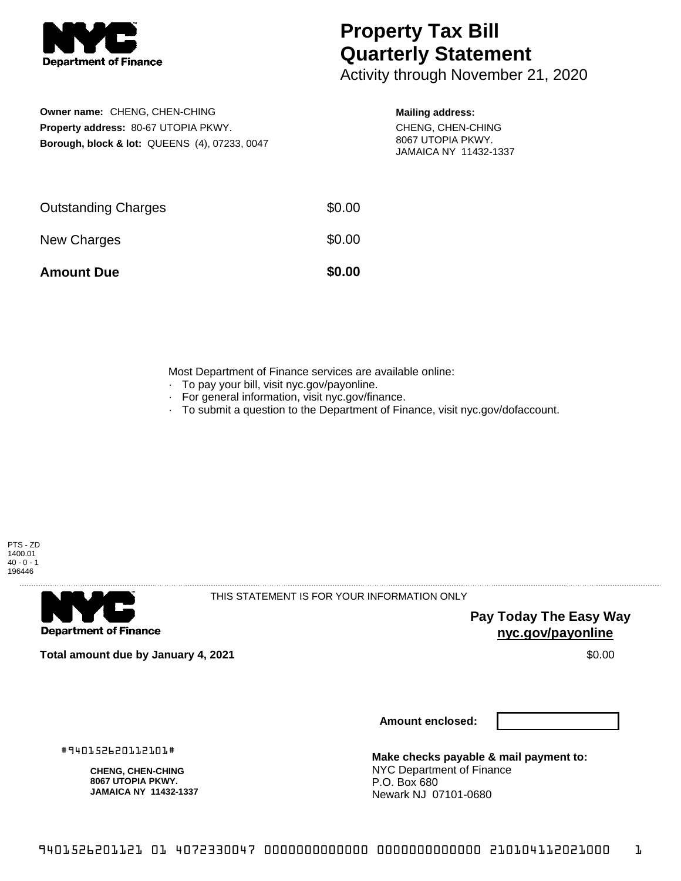**Department of Finance**

# Property Tax Bill Quarterly Statement

Activity through November 21, 2020

**Owner name:** CHENG, CHEN-CHING
**Property address:** 80-67 UTOPIA PKWY.
**Borough, block & lot:** QUEENS (4), 07233, 0047

**Mailing address:**
CHENG, CHEN-CHING
8067 UTOPIA PKWY.
JAMAICA NY 11432-1337

| | |
|---|---|
| Outstanding Charges | $0.00 |
| New Charges | $0.00 |
| **Amount Due** | **$0.00** |

Most Department of Finance services are available online:

- To pay your bill, visit nyc.gov/payonline.
- For general information, visit nyc.gov/finance.
- To submit a question to the Department of Finance, visit nyc.gov/dofaccount.

PTS - ZD
1400.01
40 - 0 - 1
196446

**Department of Finance**

THIS STATEMENT IS FOR YOUR INFORMATION ONLY

**Pay Today The Easy Way**
**nyc.gov/payonline**

**Total amount due by January 4, 2021** $0.00

**Amount enclosed:**

#940152620112101#

**CHENG, CHEN-CHING**
**8067 UTOPIA PKWY.**
**JAMAICA NY 11432-1337**

**Make checks payable & mail payment to:**
NYC Department of Finance
P.O. Box 680
Newark NJ 07101-0680

9401526201121 01 4072330047 0000000000000 0000000000000 210104112021000 1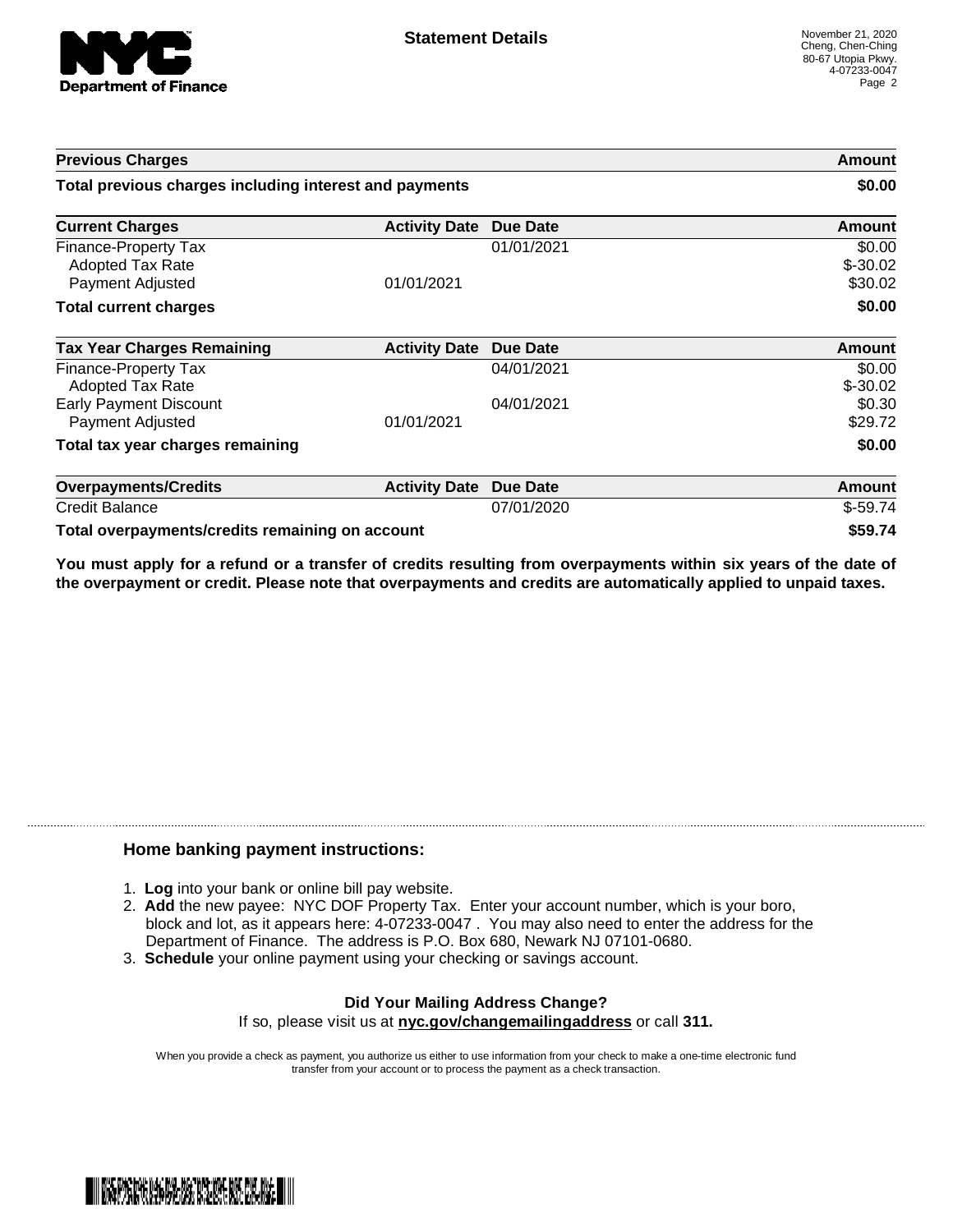**Statement Details**

November 21, 2020
Cheng, Chen-Ching
80-67 Utopia Pkwy.
4-07233-0047

| Previous Charges | | | Amount |
|---|---|---|---|
| **Total previous charges including interest and payments** | | | **$0.00** |

| Current Charges | Activity Date | Due Date | Amount |
|---|---|---|---|
| Finance-Property Tax | | 01/01/2021 | $0.00 |
| Adopted Tax Rate | | | $-30.02 |
| Payment Adjusted | 01/01/2021 | | $30.02 |
| **Total current charges** | | | **$0.00** |

| Tax Year Charges Remaining | Activity Date | Due Date | Amount |
|---|---|---|---|
| Finance-Property Tax | | 04/01/2021 | $0.00 |
| Adopted Tax Rate | | | $-30.02 |
| Early Payment Discount | | 04/01/2021 | $0.30 |
| Payment Adjusted | 01/01/2021 | | $29.72 |
| **Total tax year charges remaining** | | | **$0.00** |

| Overpayments/Credits | Activity Date | Due Date | Amount |
|---|---|---|---|
| Credit Balance | | 07/01/2020 | $-59.74 |
| **Total overpayments/credits remaining on account** | | | **$59.74** |

**You must apply for a refund or a transfer of credits resulting from overpayments within six years of the date of the overpayment or credit. Please note that overpayments and credits are automatically applied to unpaid taxes.**

### Home banking payment instructions:

1. **Log** into your bank or online bill pay website.
2. **Add** the new payee: NYC DOF Property Tax. Enter your account number, which is your boro, block and lot, as it appears here: 4-07233-0047 . You may also need to enter the address for the Department of Finance. The address is P.O. Box 680, Newark NJ 07101-0680.
3. **Schedule** your online payment using your checking or savings account.

**Did Your Mailing Address Change?**

If so, please visit us at **nyc.gov/changemailingaddress** or call **311.**

When you provide a check as payment, you authorize us either to use information from your check to make a one-time electronic fund transfer from your account or to process the payment as a check transaction.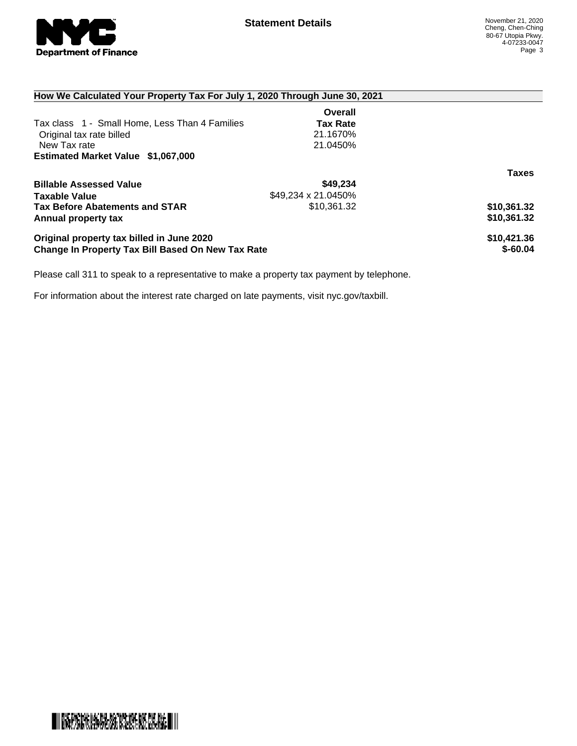## How We Calculated Your Property Tax For July 1, 2020 Through June 30, 2021

| | Overall Tax Rate | |
|---|---|---|
| Tax class 1 - Small Home, Less Than 4 Families | | |
| Original tax rate billed | 21.1670% | |
| New Tax rate | 21.0450% | |
| **Estimated Market Value $1,067,000** | | |
| | | **Taxes** |
| **Billable Assessed Value** | **$49,234** | |
| **Taxable Value** | $49,234 x 21.0450% | |
| **Tax Before Abatements and STAR** | $10,361.32 | **$10,361.32** |
| **Annual property tax** | | **$10,361.32** |
| **Original property tax billed in June 2020** | | **$10,421.36** |
| **Change In Property Tax Bill Based On New Tax Rate** | | **$-60.04** |

Please call 311 to speak to a representative to make a property tax payment by telephone.

For information about the interest rate charged on late payments, visit nyc.gov/taxbill.